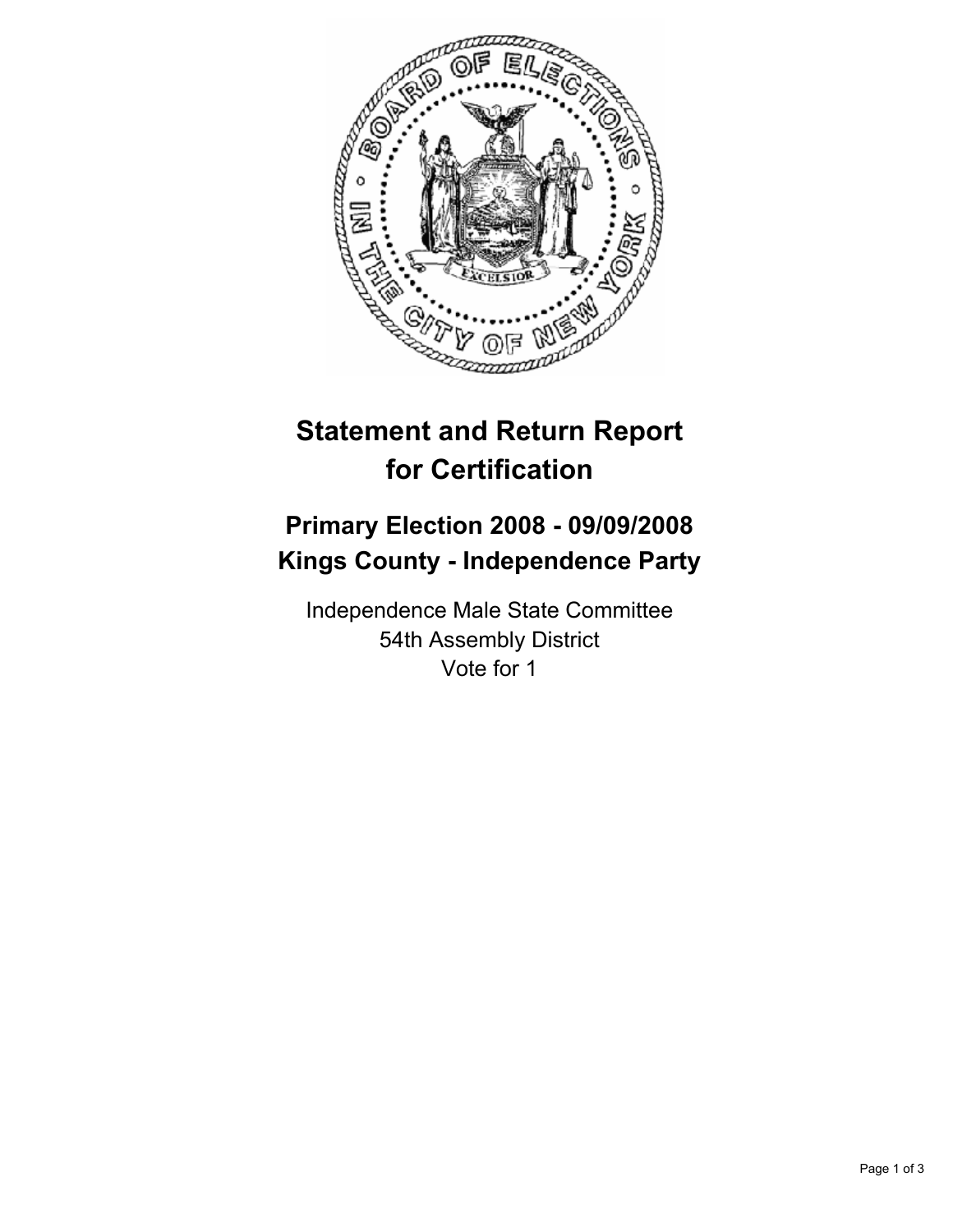# Statement and Return Report for Certification

## Primary Election 2008 - 09/09/2008
## Kings County - Independence Party

Independence Male State Committee
54th Assembly District
Vote for 1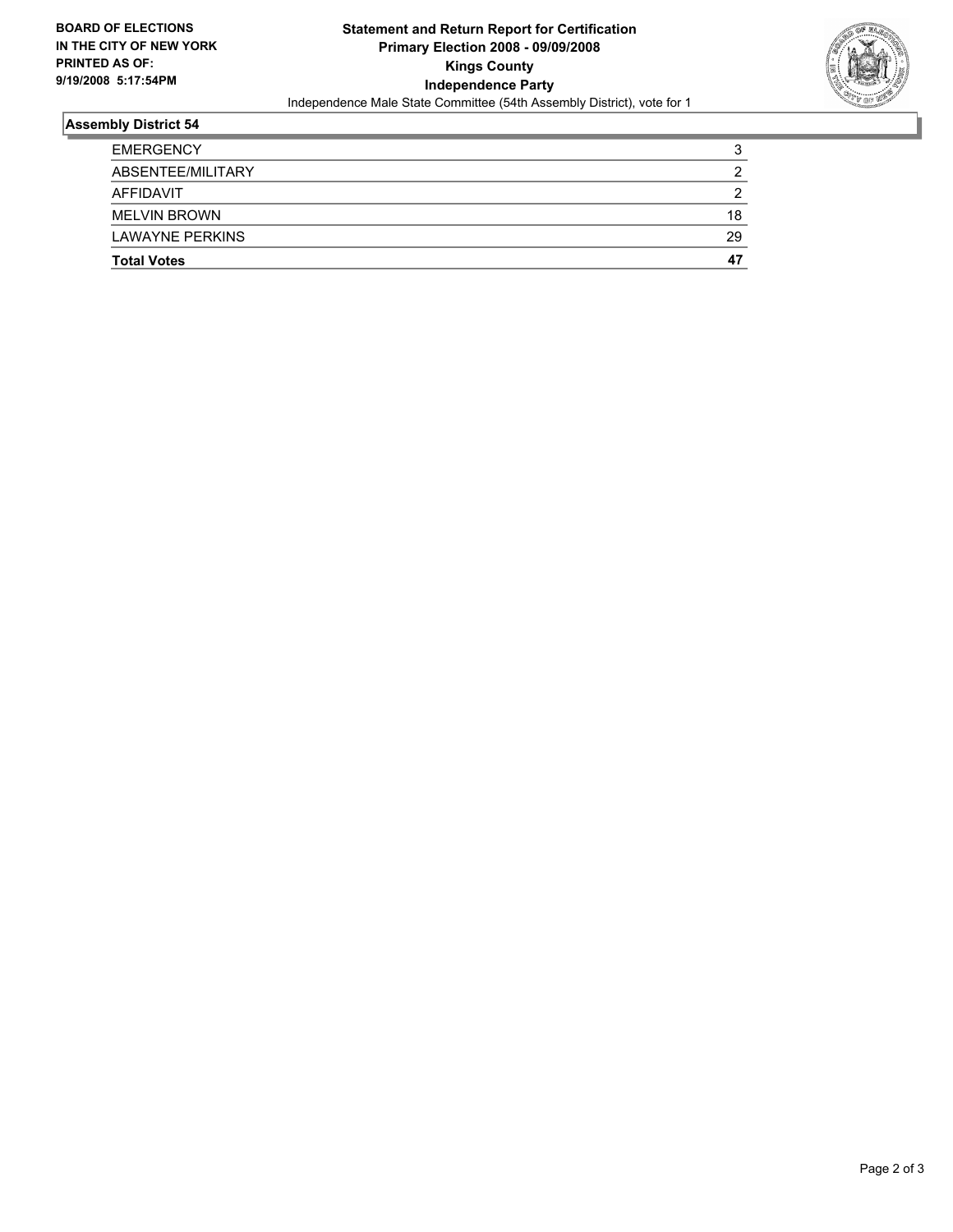**BOARD OF ELECTIONS IN THE CITY OF NEW YORK PRINTED AS OF: 9/19/2008 5:17:54PM**

**Statement and Return Report for Certification**
**Primary Election 2008 - 09/09/2008**
**Kings County**
**Independence Party**
Independence Male State Committee (54th Assembly District), vote for 1

### Assembly District 54

| | |
|---|---|
| EMERGENCY | 3 |
| ABSENTEE/MILITARY | 2 |
| AFFIDAVIT | 2 |
| MELVIN BROWN | 18 |
| LAWAYNE PERKINS | 29 |
| **Total Votes** | **47** |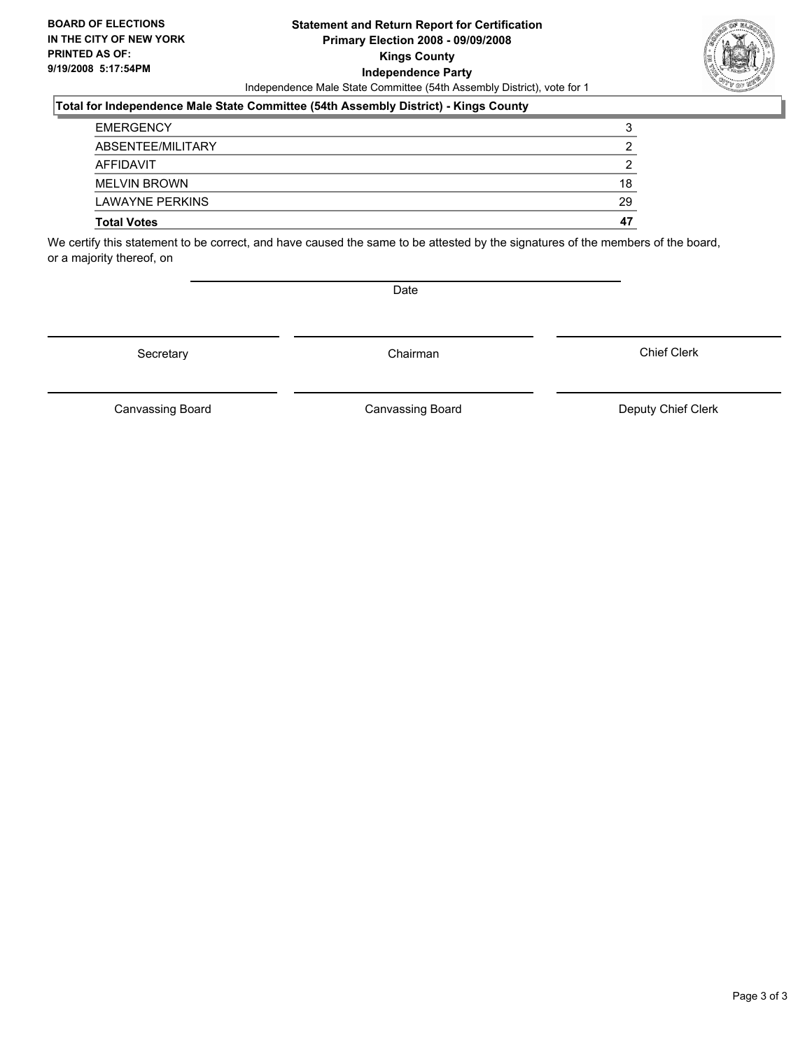**BOARD OF ELECTIONS IN THE CITY OF NEW YORK PRINTED AS OF: 9/19/2008 5:17:54PM**

**Statement and Return Report for Certification**
**Primary Election 2008 - 09/09/2008**
**Kings County**
**Independence Party**

Independence Male State Committee (54th Assembly District), vote for 1

### Total for Independence Male State Committee (54th Assembly District) - Kings County

| | |
|---|---|
| EMERGENCY | 3 |
| ABSENTEE/MILITARY | 2 |
| AFFIDAVIT | 2 |
| MELVIN BROWN | 18 |
| LAWAYNE PERKINS | 29 |
| **Total Votes** | **47** |

We certify this statement to be correct, and have caused the same to be attested by the signatures of the members of the board, or a majority thereof, on

Date

Secretary

Chairman

Chief Clerk

Canvassing Board

Canvassing Board

Deputy Chief Clerk